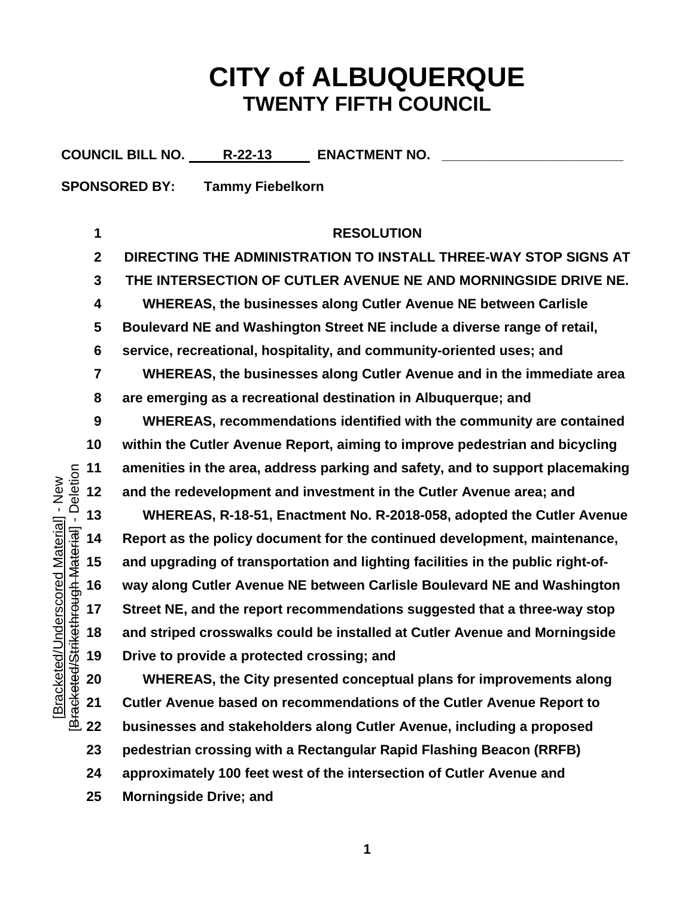# CITY of ALBUQUERQUE
## TWENTY FIFTH COUNCIL

**COUNCIL BILL NO.** R-22-13 **ENACTMENT NO.** ________________________

**SPONSORED BY:** Tammy Fiebelkorn

[Bracketed/Underscored Material] - New
[Bracketed/Strikethrough Material] - Deletion

**RESOLUTION**

**DIRECTING THE ADMINISTRATION TO INSTALL THREE-WAY STOP SIGNS AT THE INTERSECTION OF CUTLER AVENUE NE AND MORNINGSIDE DRIVE NE.**

WHEREAS, the businesses along Cutler Avenue NE between Carlisle Boulevard NE and Washington Street NE include a diverse range of retail, service, recreational, hospitality, and community-oriented uses; and

WHEREAS, the businesses along Cutler Avenue and in the immediate area are emerging as a recreational destination in Albuquerque; and

WHEREAS, recommendations identified with the community are contained within the Cutler Avenue Report, aiming to improve pedestrian and bicycling amenities in the area, address parking and safety, and to support placemaking and the redevelopment and investment in the Cutler Avenue area; and

WHEREAS, R-18-51, Enactment No. R-2018-058, adopted the Cutler Avenue Report as the policy document for the continued development, maintenance, and upgrading of transportation and lighting facilities in the public right-of-way along Cutler Avenue NE between Carlisle Boulevard NE and Washington Street NE, and the report recommendations suggested that a three-way stop and striped crosswalks could be installed at Cutler Avenue and Morningside Drive to provide a protected crossing; and

WHEREAS, the City presented conceptual plans for improvements along Cutler Avenue based on recommendations of the Cutler Avenue Report to businesses and stakeholders along Cutler Avenue, including a proposed pedestrian crossing with a Rectangular Rapid Flashing Beacon (RRFB) approximately 100 feet west of the intersection of Cutler Avenue and Morningside Drive; and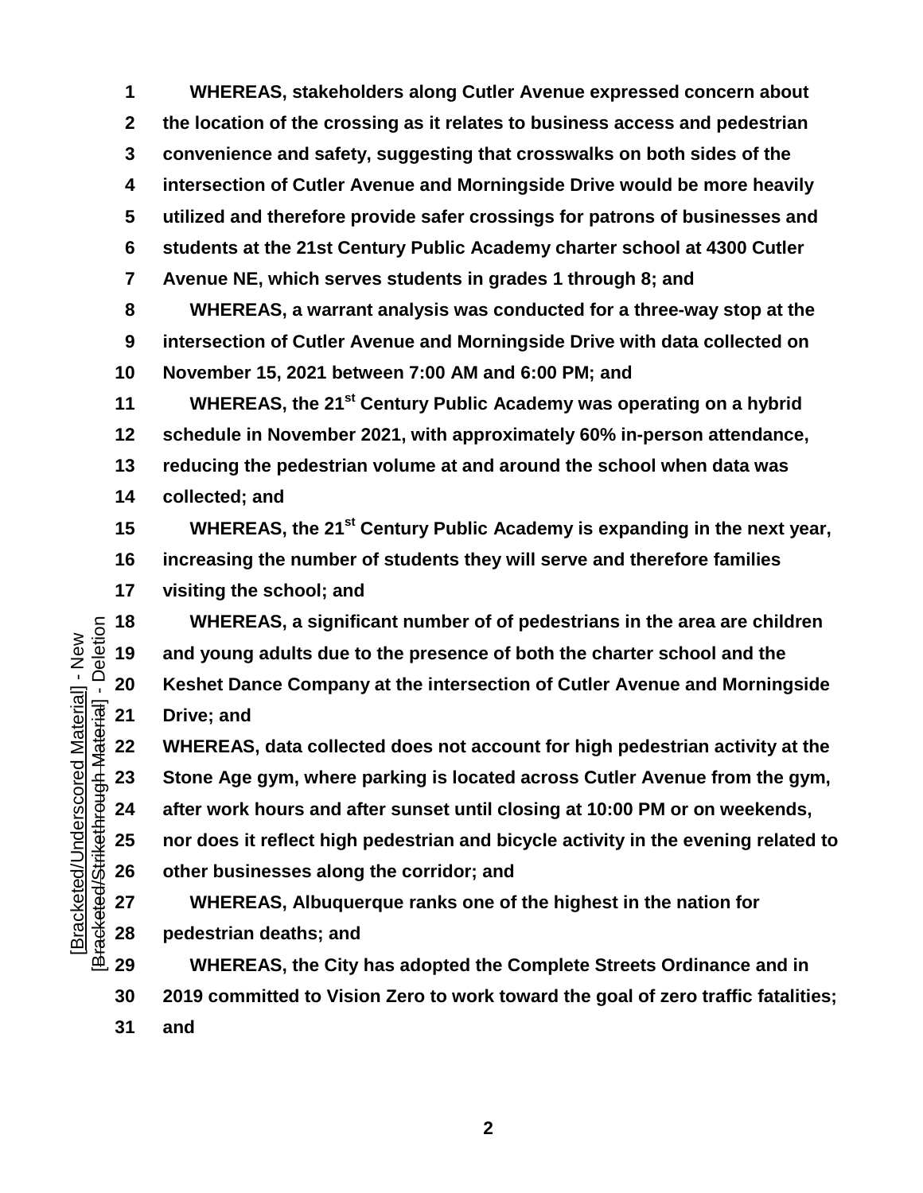**WHEREAS, stakeholders along Cutler Avenue expressed concern about the location of the crossing as it relates to business access and pedestrian convenience and safety, suggesting that crosswalks on both sides of the intersection of Cutler Avenue and Morningside Drive would be more heavily utilized and therefore provide safer crossings for patrons of businesses and students at the 21st Century Public Academy charter school at 4300 Cutler Avenue NE, which serves students in grades 1 through 8; and**

**WHEREAS, a warrant analysis was conducted for a three-way stop at the intersection of Cutler Avenue and Morningside Drive with data collected on November 15, 2021 between 7:00 AM and 6:00 PM; and**

**WHEREAS, the 21st Century Public Academy was operating on a hybrid schedule in November 2021, with approximately 60% in-person attendance, reducing the pedestrian volume at and around the school when data was collected; and**

**WHEREAS, the 21st Century Public Academy is expanding in the next year, increasing the number of students they will serve and therefore families visiting the school; and**

**WHEREAS, a significant number of of pedestrians in the area are children and young adults due to the presence of both the charter school and the Keshet Dance Company at the intersection of Cutler Avenue and Morningside Drive; and**

**WHEREAS, data collected does not account for high pedestrian activity at the Stone Age gym, where parking is located across Cutler Avenue from the gym, after work hours and after sunset until closing at 10:00 PM or on weekends, nor does it reflect high pedestrian and bicycle activity in the evening related to other businesses along the corridor; and**

**WHEREAS, Albuquerque ranks one of the highest in the nation for pedestrian deaths; and**

**WHEREAS, the City has adopted the Complete Streets Ordinance and in 2019 committed to Vision Zero to work toward the goal of zero traffic fatalities; and**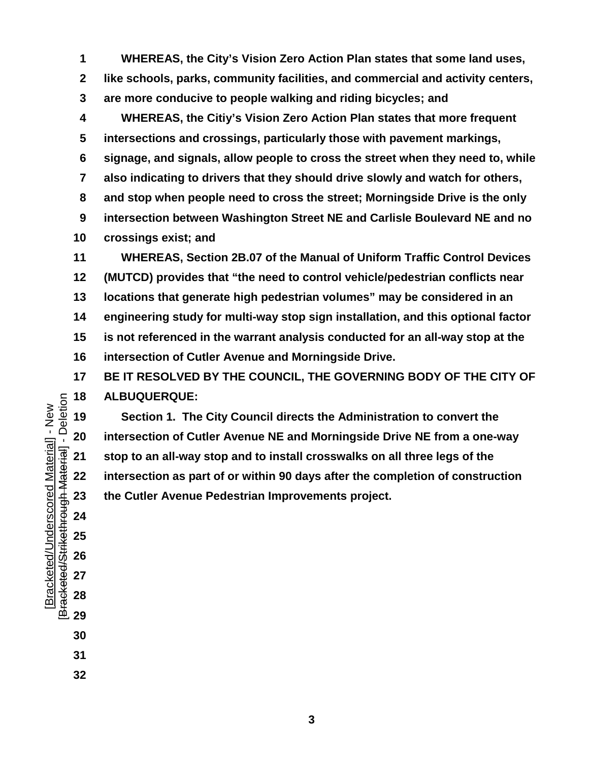**WHEREAS, the City's Vision Zero Action Plan states that some land uses, like schools, parks, community facilities, and commercial and activity centers, are more conducive to people walking and riding bicycles; and**

**WHEREAS, the Citiy's Vision Zero Action Plan states that more frequent intersections and crossings, particularly those with pavement markings, signage, and signals, allow people to cross the street when they need to, while also indicating to drivers that they should drive slowly and watch for others, and stop when people need to cross the street; Morningside Drive is the only intersection between Washington Street NE and Carlisle Boulevard NE and no crossings exist; and**

**WHEREAS, Section 2B.07 of the Manual of Uniform Traffic Control Devices (MUTCD) provides that "the need to control vehicle/pedestrian conflicts near locations that generate high pedestrian volumes" may be considered in an engineering study for multi-way stop sign installation, and this optional factor is not referenced in the warrant analysis conducted for an all-way stop at the intersection of Cutler Avenue and Morningside Drive.**

**BE IT RESOLVED BY THE COUNCIL, THE GOVERNING BODY OF THE CITY OF ALBUQUERQUE:**

**Section 1. The City Council directs the Administration to convert the intersection of Cutler Avenue NE and Morningside Drive NE from a one-way stop to an all-way stop and to install crosswalks on all three legs of the intersection as part of or within 90 days after the completion of construction the Cutler Avenue Pedestrian Improvements project.**

[Bracketed/Underscored Material] - New
[Bracketed/Strikethrough Material] - Deletion